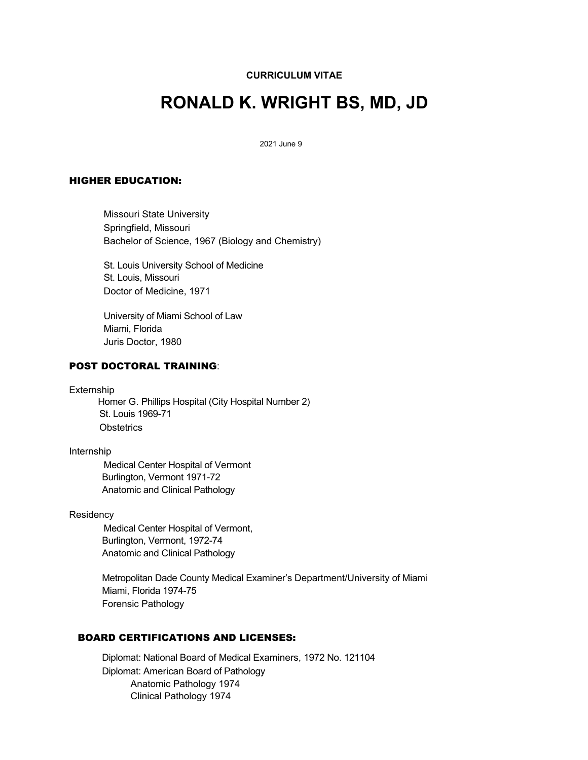**CURRICULUM VITAE**

# RONALD K. WRIGHT BS, MD, JD

2021 June 9

## HIGHER EDUCATION:

Missouri State University
Springfield, Missouri
Bachelor of Science, 1967 (Biology and Chemistry)

St. Louis University School of Medicine
St. Louis, Missouri
Doctor of Medicine, 1971

University of Miami School of Law
Miami, Florida
Juris Doctor, 1980

## POST DOCTORAL TRAINING:

Externship

Homer G. Phillips Hospital (City Hospital Number 2)
St. Louis 1969-71
Obstetrics

Internship

Medical Center Hospital of Vermont
Burlington, Vermont 1971-72
Anatomic and Clinical Pathology

Residency

Medical Center Hospital of Vermont,
Burlington, Vermont, 1972-74
Anatomic and Clinical Pathology

Metropolitan Dade County Medical Examiner's Department/University of Miami
Miami, Florida 1974-75
Forensic Pathology

## BOARD CERTIFICATIONS AND LICENSES:

Diplomat: National Board of Medical Examiners, 1972 No. 121104

Diplomat: American Board of Pathology

- Anatomic Pathology 1974
- Clinical Pathology 1974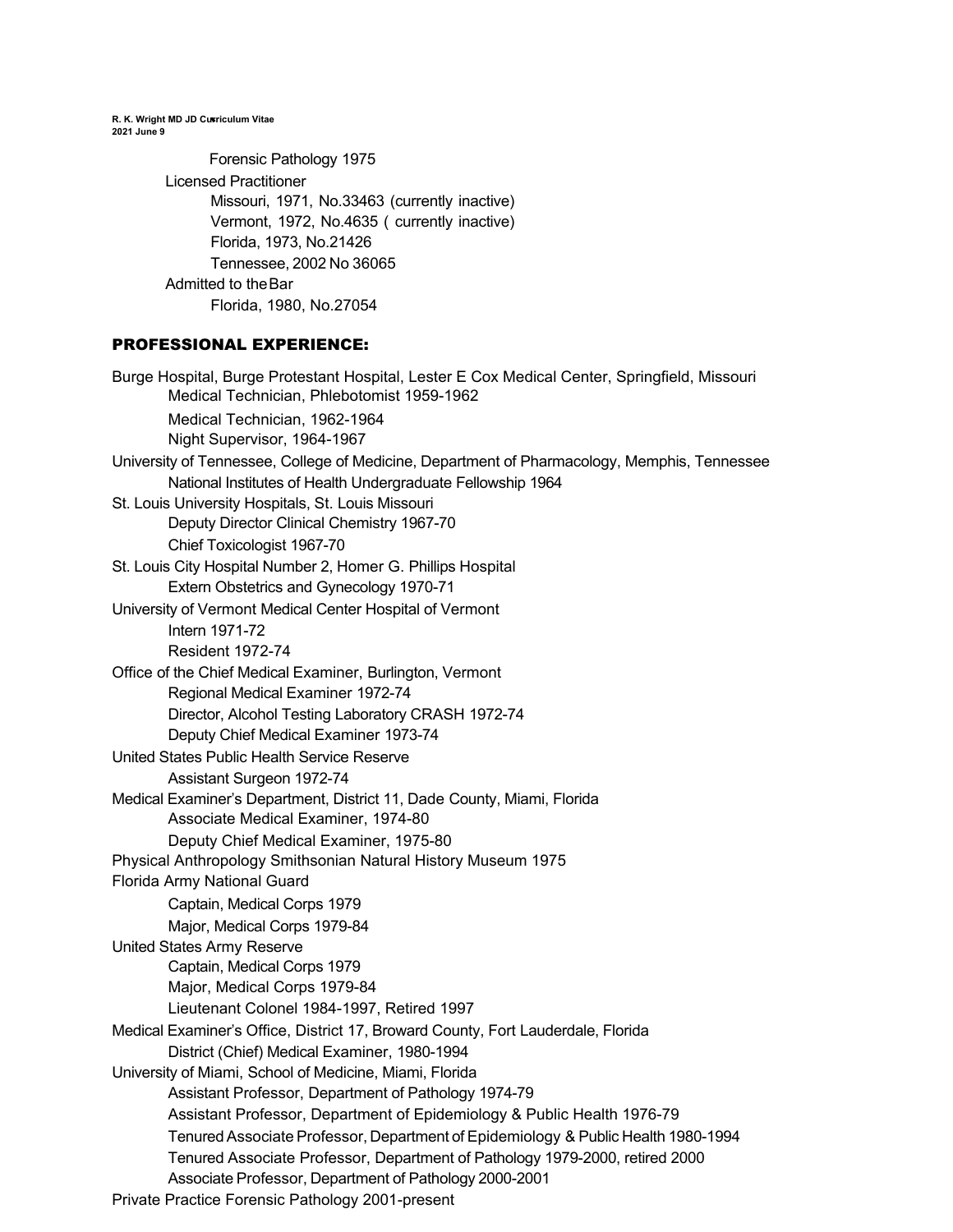Forensic Pathology 1975

Licensed Practitioner

- Missouri, 1971, No.33463 (currently inactive)
- Vermont, 1972, No.4635 ( currently inactive)
- Florida, 1973, No.21426
- Tennessee, 2002 No 36065

Admitted to the Bar

- Florida, 1980, No.27054

## PROFESSIONAL EXPERIENCE:

Burge Hospital, Burge Protestant Hospital, Lester E Cox Medical Center, Springfield, Missouri
- Medical Technician, Phlebotomist 1959-1962
- Medical Technician, 1962-1964
- Night Supervisor, 1964-1967

University of Tennessee, College of Medicine, Department of Pharmacology, Memphis, Tennessee
- National Institutes of Health Undergraduate Fellowship 1964

St. Louis University Hospitals, St. Louis Missouri
- Deputy Director Clinical Chemistry 1967-70
- Chief Toxicologist 1967-70

St. Louis City Hospital Number 2, Homer G. Phillips Hospital
- Extern Obstetrics and Gynecology 1970-71

University of Vermont Medical Center Hospital of Vermont
- Intern 1971-72
- Resident 1972-74

Office of the Chief Medical Examiner, Burlington, Vermont
- Regional Medical Examiner 1972-74
- Director, Alcohol Testing Laboratory CRASH 1972-74
- Deputy Chief Medical Examiner 1973-74

United States Public Health Service Reserve
- Assistant Surgeon 1972-74

Medical Examiner's Department, District 11, Dade County, Miami, Florida
- Associate Medical Examiner, 1974-80
- Deputy Chief Medical Examiner, 1975-80

Physical Anthropology Smithsonian Natural History Museum 1975

Florida Army National Guard
- Captain, Medical Corps 1979
- Major, Medical Corps 1979-84

United States Army Reserve
- Captain, Medical Corps 1979
- Major, Medical Corps 1979-84
- Lieutenant Colonel 1984-1997, Retired 1997

Medical Examiner's Office, District 17, Broward County, Fort Lauderdale, Florida
- District (Chief) Medical Examiner, 1980-1994

University of Miami, School of Medicine, Miami, Florida
- Assistant Professor, Department of Pathology 1974-79
- Assistant Professor, Department of Epidemiology & Public Health 1976-79
- Tenured Associate Professor, Department of Epidemiology & Public Health 1980-1994
- Tenured Associate Professor, Department of Pathology 1979-2000, retired 2000
- Associate Professor, Department of Pathology 2000-2001

Private Practice Forensic Pathology 2001-present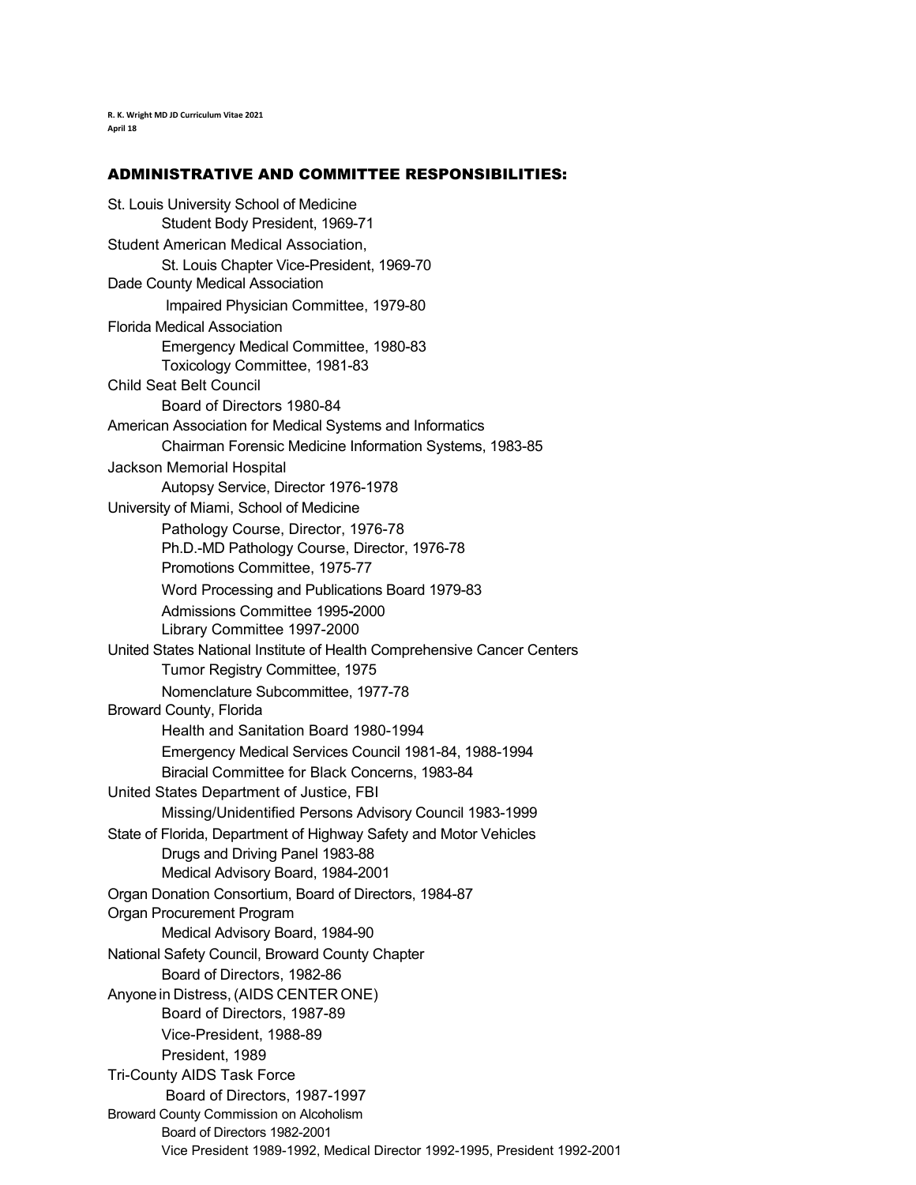## ADMINISTRATIVE AND COMMITTEE RESPONSIBILITIES:

St. Louis University School of Medicine
- Student Body President, 1969-71

Student American Medical Association,
- St. Louis Chapter Vice-President, 1969-70

Dade County Medical Association
- Impaired Physician Committee, 1979-80

Florida Medical Association
- Emergency Medical Committee, 1980-83
- Toxicology Committee, 1981-83

Child Seat Belt Council
- Board of Directors 1980-84

American Association for Medical Systems and Informatics
- Chairman Forensic Medicine Information Systems, 1983-85

Jackson Memorial Hospital
- Autopsy Service, Director 1976-1978

University of Miami, School of Medicine
- Pathology Course, Director, 1976-78
- Ph.D.-MD Pathology Course, Director, 1976-78
- Promotions Committee, 1975-77
- Word Processing and Publications Board 1979-83
- Admissions Committee 1995-2000
- Library Committee 1997-2000

United States National Institute of Health Comprehensive Cancer Centers
- Tumor Registry Committee, 1975
- Nomenclature Subcommittee, 1977-78

Broward County, Florida
- Health and Sanitation Board 1980-1994
- Emergency Medical Services Council 1981-84, 1988-1994
- Biracial Committee for Black Concerns, 1983-84

United States Department of Justice, FBI
- Missing/Unidentified Persons Advisory Council 1983-1999

State of Florida, Department of Highway Safety and Motor Vehicles
- Drugs and Driving Panel 1983-88
- Medical Advisory Board, 1984-2001

Organ Donation Consortium, Board of Directors, 1984-87

Organ Procurement Program
- Medical Advisory Board, 1984-90

National Safety Council, Broward County Chapter
- Board of Directors, 1982-86

Anyone in Distress, (AIDS CENTER ONE)
- Board of Directors, 1987-89
- Vice-President, 1988-89
- President, 1989

Tri-County AIDS Task Force
- Board of Directors, 1987-1997

Broward County Commission on Alcoholism
- Board of Directors 1982-2001
- Vice President 1989-1992, Medical Director 1992-1995, President 1992-2001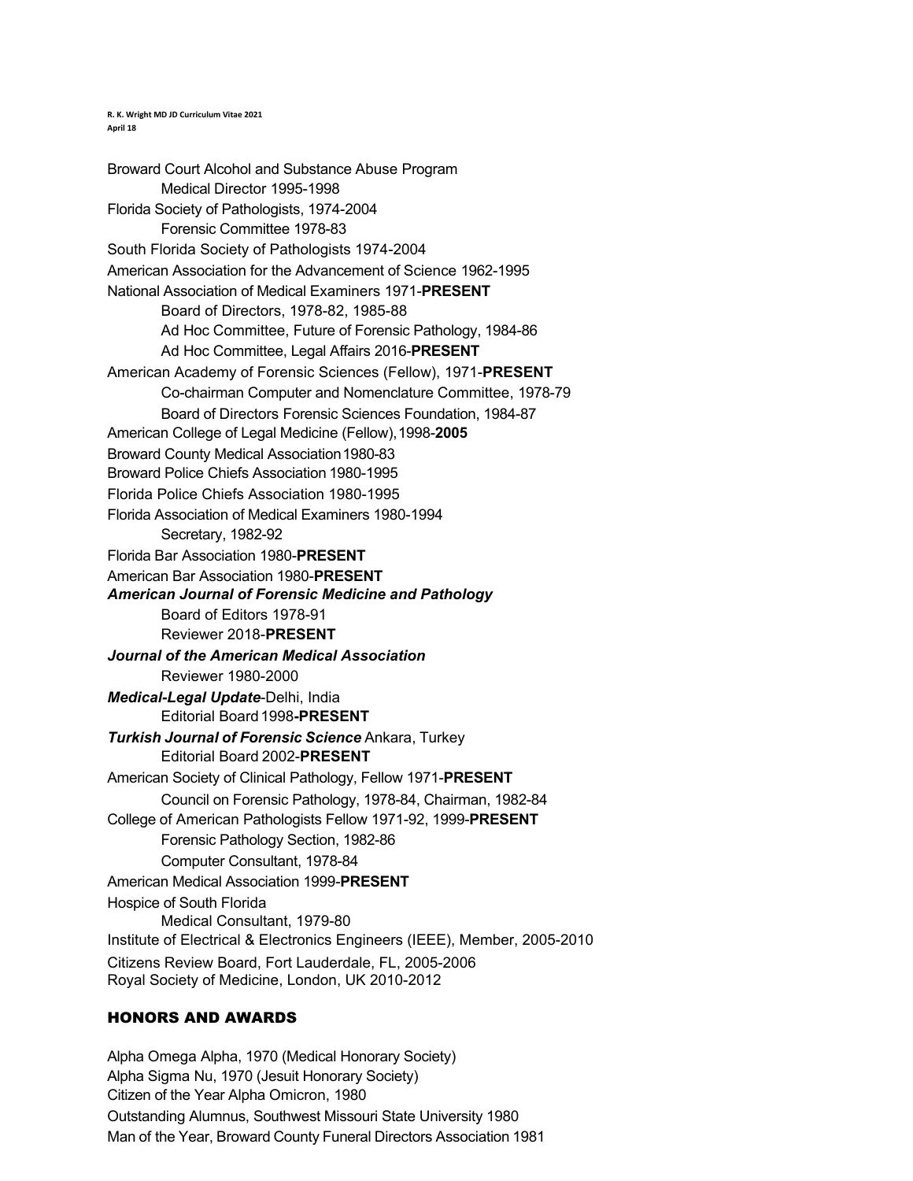Broward Court Alcohol and Substance Abuse Program
Medical Director 1995-1998
Florida Society of Pathologists, 1974-2004
Forensic Committee 1978-83
South Florida Society of Pathologists 1974-2004
American Association for the Advancement of Science 1962-1995
National Association of Medical Examiners 1971-**PRESENT**
Board of Directors, 1978-82, 1985-88
Ad Hoc Committee, Future of Forensic Pathology, 1984-86
Ad Hoc Committee, Legal Affairs 2016-**PRESENT**
American Academy of Forensic Sciences (Fellow), 1971-**PRESENT**
Co-chairman Computer and Nomenclature Committee, 1978-79
Board of Directors Forensic Sciences Foundation, 1984-87
American College of Legal Medicine (Fellow), 1998-**2005**
Broward County Medical Association 1980-83
Broward Police Chiefs Association 1980-1995
Florida Police Chiefs Association 1980-1995
Florida Association of Medical Examiners 1980-1994
Secretary, 1982-92
Florida Bar Association 1980-**PRESENT**
American Bar Association 1980-**PRESENT**
***American Journal of Forensic Medicine and Pathology***
Board of Editors 1978-91
Reviewer 2018-**PRESENT**
***Journal of the American Medical Association***
Reviewer 1980-2000
***Medical-Legal Update***-Delhi, India
Editorial Board 1998-**PRESENT**
***Turkish Journal of Forensic Science*** Ankara, Turkey
Editorial Board 2002-**PRESENT**
American Society of Clinical Pathology, Fellow 1971-**PRESENT**
Council on Forensic Pathology, 1978-84, Chairman, 1982-84
College of American Pathologists Fellow 1971-92, 1999-**PRESENT**
Forensic Pathology Section, 1982-86
Computer Consultant, 1978-84
American Medical Association 1999-**PRESENT**
Hospice of South Florida
Medical Consultant, 1979-80
Institute of Electrical & Electronics Engineers (IEEE), Member, 2005-2010
Citizens Review Board, Fort Lauderdale, FL, 2005-2006
Royal Society of Medicine, London, UK 2010-2012

## HONORS AND AWARDS

Alpha Omega Alpha, 1970 (Medical Honorary Society)
Alpha Sigma Nu, 1970 (Jesuit Honorary Society)
Citizen of the Year Alpha Omicron, 1980
Outstanding Alumnus, Southwest Missouri State University 1980
Man of the Year, Broward County Funeral Directors Association 1981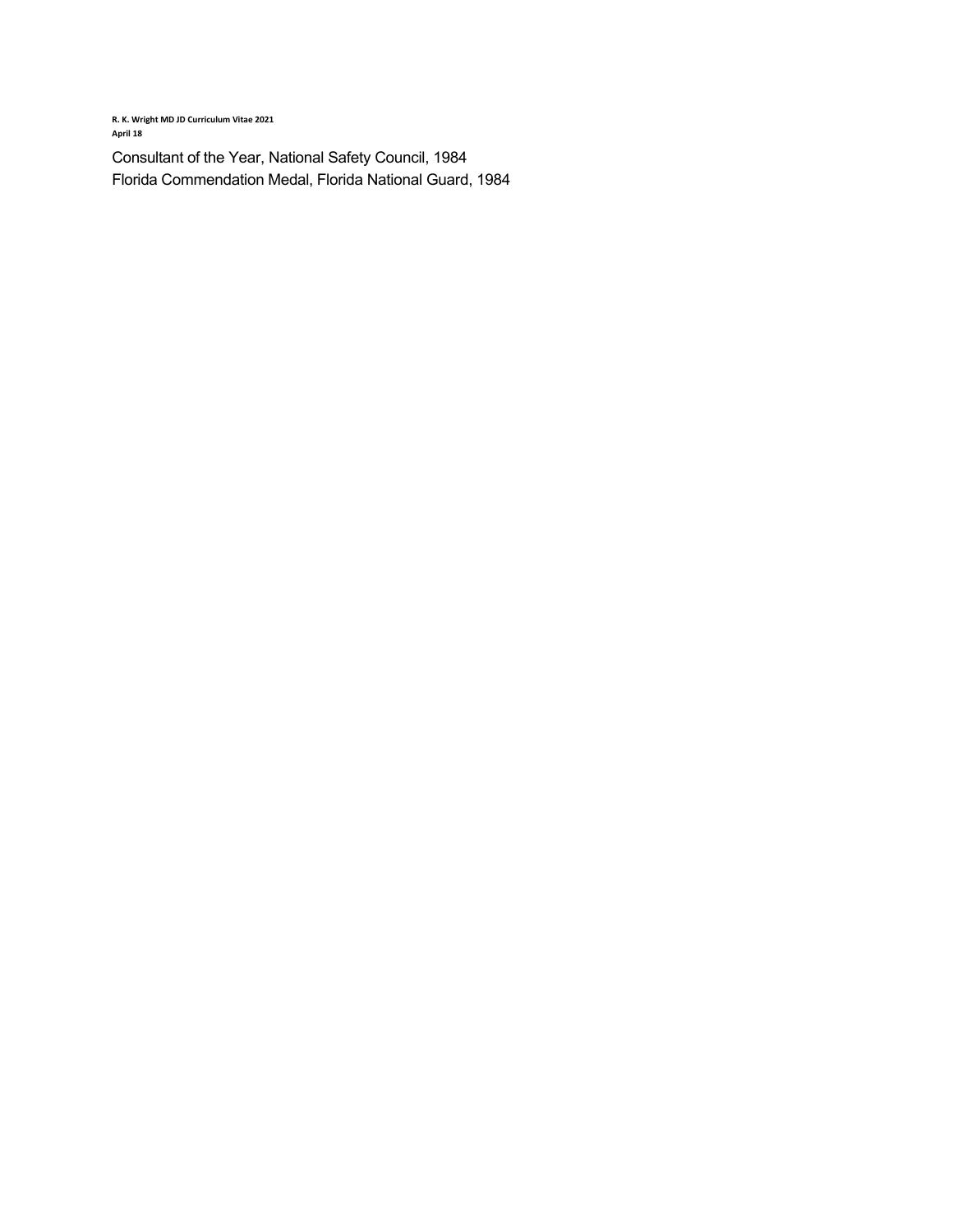Consultant of the Year, National Safety Council, 1984
Florida Commendation Medal, Florida National Guard, 1984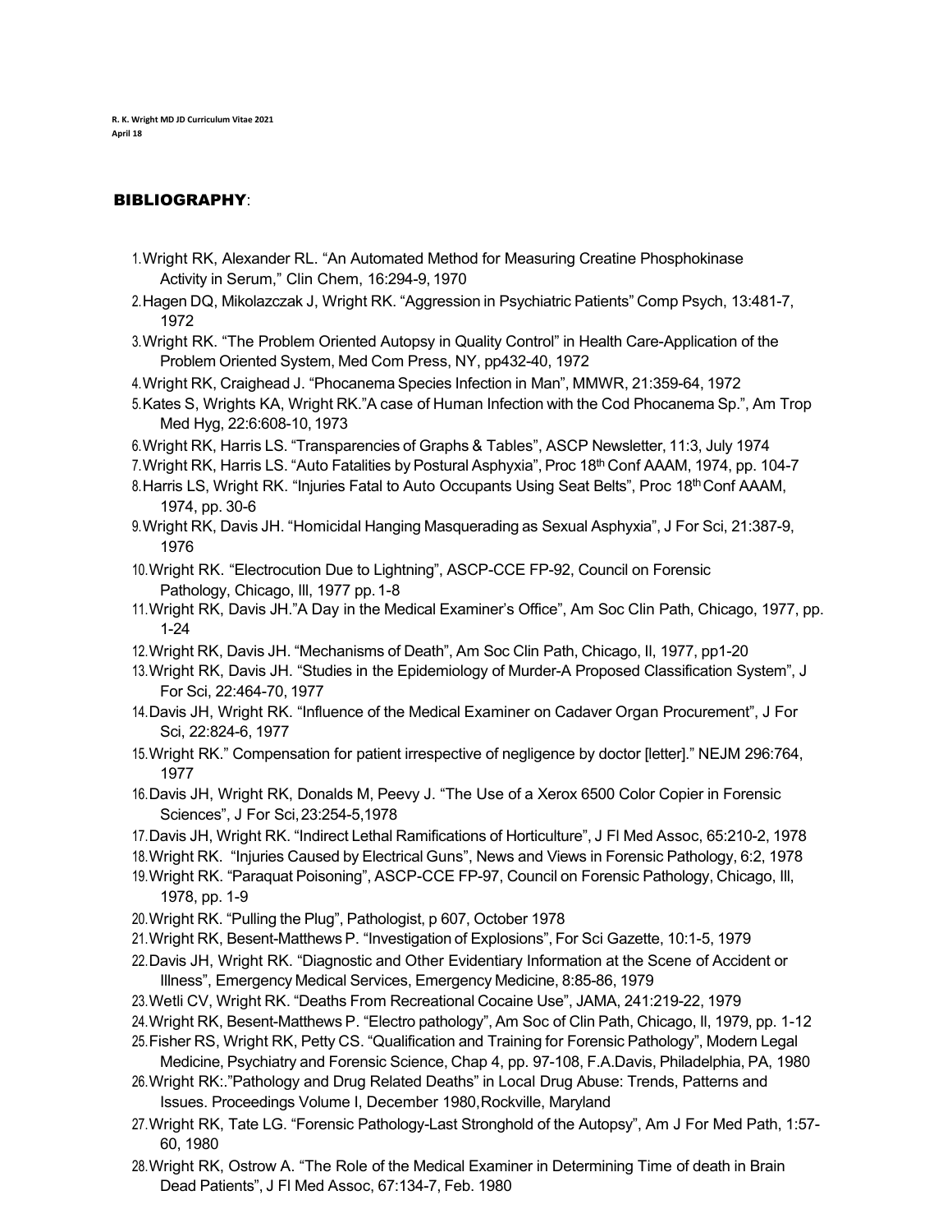## BIBLIOGRAPHY:

1. Wright RK, Alexander RL. “An Automated Method for Measuring Creatine Phosphokinase Activity in Serum,” Clin Chem, 16:294-9, 1970
2. Hagen DQ, Mikolazczak J, Wright RK. “Aggression in Psychiatric Patients” Comp Psych, 13:481-7, 1972
3. Wright RK. “The Problem Oriented Autopsy in Quality Control” in Health Care-Application of the Problem Oriented System, Med Com Press, NY, pp432-40, 1972
4. Wright RK, Craighead J. “Phocanema Species Infection in Man”, MMWR, 21:359-64, 1972
5. Kates S, Wrights KA, Wright RK.”A case of Human Infection with the Cod Phocanema Sp.”, Am Trop Med Hyg, 22:6:608-10, 1973
6. Wright RK, Harris LS. “Transparencies of Graphs & Tables”, ASCP Newsletter, 11:3, July 1974
7. Wright RK, Harris LS. “Auto Fatalities by Postural Asphyxia”, Proc 18th Conf AAAM, 1974, pp. 104-7
8. Harris LS, Wright RK. “Injuries Fatal to Auto Occupants Using Seat Belts”, Proc 18th Conf AAAM, 1974, pp. 30-6
9. Wright RK, Davis JH. “Homicidal Hanging Masquerading as Sexual Asphyxia”, J For Sci, 21:387-9, 1976
10. Wright RK. “Electrocution Due to Lightning”, ASCP-CCE FP-92, Council on Forensic Pathology, Chicago, Ill, 1977 pp. 1-8
11. Wright RK, Davis JH.”A Day in the Medical Examiner’s Office”, Am Soc Clin Path, Chicago, 1977, pp. 1-24
12. Wright RK, Davis JH. “Mechanisms of Death”, Am Soc Clin Path, Chicago, Il, 1977, pp1-20
13. Wright RK, Davis JH. “Studies in the Epidemiology of Murder-A Proposed Classification System”, J For Sci, 22:464-70, 1977
14. Davis JH, Wright RK. “Influence of the Medical Examiner on Cadaver Organ Procurement”, J For Sci, 22:824-6, 1977
15. Wright RK.” Compensation for patient irrespective of negligence by doctor [letter].” NEJM 296:764, 1977
16. Davis JH, Wright RK, Donalds M, Peevy J. “The Use of a Xerox 6500 Color Copier in Forensic Sciences”, J For Sci, 23:254-5, 1978
17. Davis JH, Wright RK. “Indirect Lethal Ramifications of Horticulture”, J Fl Med Assoc, 65:210-2, 1978
18. Wright RK. “Injuries Caused by Electrical Guns”, News and Views in Forensic Pathology, 6:2, 1978
19. Wright RK. “Paraquat Poisoning”, ASCP-CCE FP-97, Council on Forensic Pathology, Chicago, Ill, 1978, pp. 1-9
20. Wright RK. “Pulling the Plug”, Pathologist, p 607, October 1978
21. Wright RK, Besent-Matthews P. “Investigation of Explosions”, For Sci Gazette, 10:1-5, 1979
22. Davis JH, Wright RK. “Diagnostic and Other Evidentiary Information at the Scene of Accident or Illness”, Emergency Medical Services, Emergency Medicine, 8:85-86, 1979
23. Wetli CV, Wright RK. “Deaths From Recreational Cocaine Use”, JAMA, 241:219-22, 1979
24. Wright RK, Besent-Matthews P. “Electro pathology”, Am Soc of Clin Path, Chicago, Il, 1979, pp. 1-12
25. Fisher RS, Wright RK, Petty CS. “Qualification and Training for Forensic Pathology”, Modern Legal Medicine, Psychiatry and Forensic Science, Chap 4, pp. 97-108, F.A.Davis, Philadelphia, PA, 1980
26. Wright RK:.”Pathology and Drug Related Deaths” in Local Drug Abuse: Trends, Patterns and Issues. Proceedings Volume I, December 1980, Rockville, Maryland
27. Wright RK, Tate LG. “Forensic Pathology-Last Stronghold of the Autopsy”, Am J For Med Path, 1:57-60, 1980
28. Wright RK, Ostrow A. “The Role of the Medical Examiner in Determining Time of death in Brain Dead Patients”, J Fl Med Assoc, 67:134-7, Feb. 1980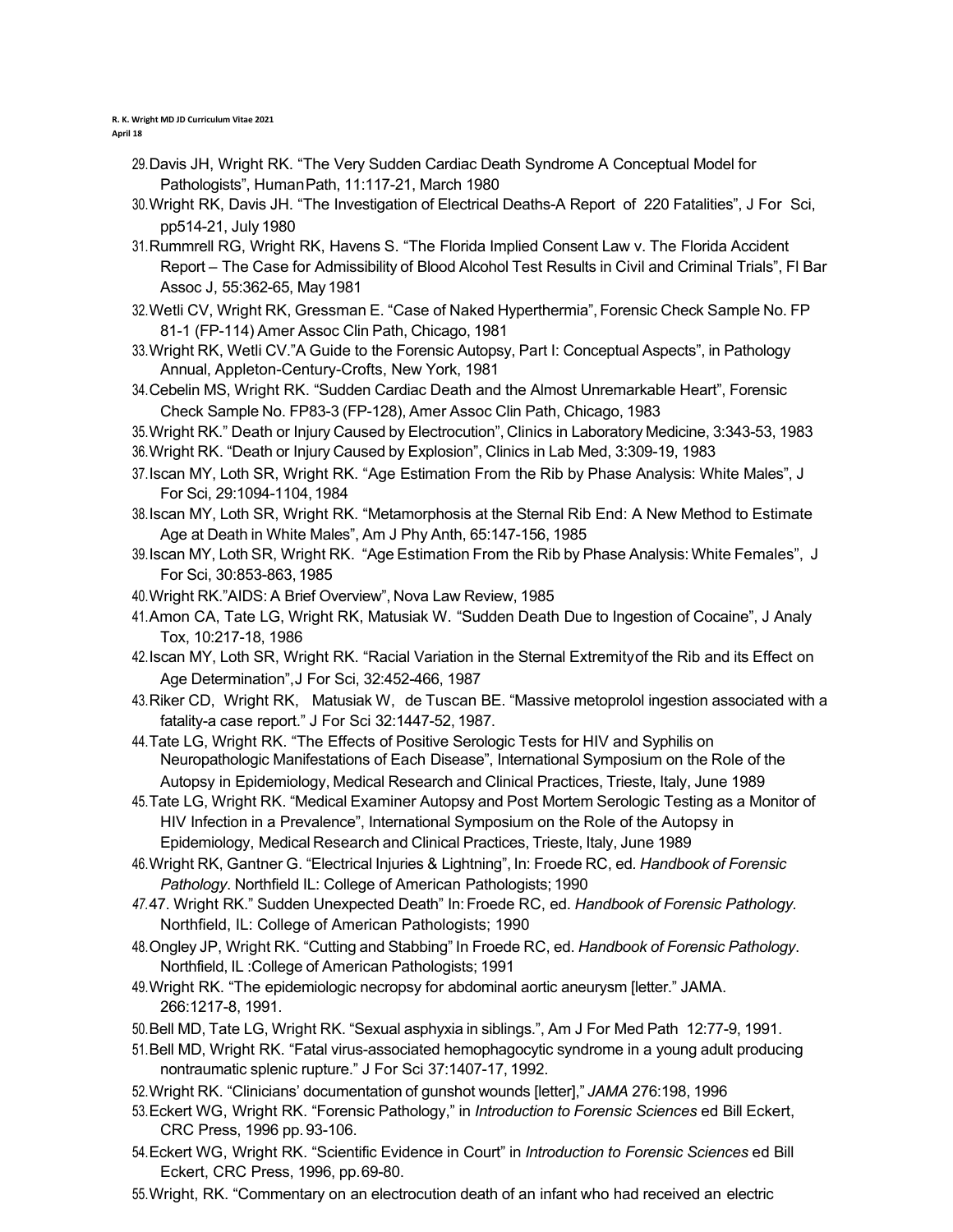29. Davis JH, Wright RK. "The Very Sudden Cardiac Death Syndrome A Conceptual Model for Pathologists", Human Path, 11:117-21, March 1980
30. Wright RK, Davis JH. "The Investigation of Electrical Deaths-A Report of 220 Fatalities", J For Sci, pp514-21, July 1980
31. Rummrell RG, Wright RK, Havens S. "The Florida Implied Consent Law v. The Florida Accident Report – The Case for Admissibility of Blood Alcohol Test Results in Civil and Criminal Trials", Fl Bar Assoc J, 55:362-65, May 1981
32. Wetli CV, Wright RK, Gressman E. "Case of Naked Hyperthermia", Forensic Check Sample No. FP 81-1 (FP-114) Amer Assoc Clin Path, Chicago, 1981
33. Wright RK, Wetli CV."A Guide to the Forensic Autopsy, Part I: Conceptual Aspects", in Pathology Annual, Appleton-Century-Crofts, New York, 1981
34. Cebelin MS, Wright RK. "Sudden Cardiac Death and the Almost Unremarkable Heart", Forensic Check Sample No. FP83-3 (FP-128), Amer Assoc Clin Path, Chicago, 1983
35. Wright RK." Death or Injury Caused by Electrocution", Clinics in Laboratory Medicine, 3:343-53, 1983
36. Wright RK. "Death or Injury Caused by Explosion", Clinics in Lab Med, 3:309-19, 1983
37. Iscan MY, Loth SR, Wright RK. "Age Estimation From the Rib by Phase Analysis: White Males", J For Sci, 29:1094-1104, 1984
38. Iscan MY, Loth SR, Wright RK. "Metamorphosis at the Sternal Rib End: A New Method to Estimate Age at Death in White Males", Am J Phy Anth, 65:147-156, 1985
39. Iscan MY, Loth SR, Wright RK. "Age Estimation From the Rib by Phase Analysis: White Females", J For Sci, 30:853-863, 1985
40. Wright RK."AIDS: A Brief Overview", Nova Law Review, 1985
41. Amon CA, Tate LG, Wright RK, Matusiak W. "Sudden Death Due to Ingestion of Cocaine", J Analy Tox, 10:217-18, 1986
42. Iscan MY, Loth SR, Wright RK. "Racial Variation in the Sternal Extremity of the Rib and its Effect on Age Determination", J For Sci, 32:452-466, 1987
43. Riker CD, Wright RK, Matusiak W, de Tuscan BE. "Massive metoprolol ingestion associated with a fatality-a case report." J For Sci 32:1447-52, 1987.
44. Tate LG, Wright RK. "The Effects of Positive Serologic Tests for HIV and Syphilis on Neuropathologic Manifestations of Each Disease", International Symposium on the Role of the Autopsy in Epidemiology, Medical Research and Clinical Practices, Trieste, Italy, June 1989
45. Tate LG, Wright RK. "Medical Examiner Autopsy and Post Mortem Serologic Testing as a Monitor of HIV Infection in a Prevalence", International Symposium on the Role of the Autopsy in Epidemiology, Medical Research and Clinical Practices, Trieste, Italy, June 1989
46. Wright RK, Gantner G. "Electrical Injuries & Lightning", In: Froede RC, ed. *Handbook of Forensic Pathology*. Northfield IL: College of American Pathologists; 1990
47. 47. Wright RK." Sudden Unexpected Death" In: Froede RC, ed. *Handbook of Forensic Pathology.* Northfield, IL: College of American Pathologists; 1990
48. Ongley JP, Wright RK. "Cutting and Stabbing" In Froede RC, ed. *Handbook of Forensic Pathology*. Northfield, IL :College of American Pathologists; 1991
49. Wright RK. "The epidemiologic necropsy for abdominal aortic aneurysm [letter." JAMA. 266:1217-8, 1991.
50. Bell MD, Tate LG, Wright RK. "Sexual asphyxia in siblings.", Am J For Med Path 12:77-9, 1991.
51. Bell MD, Wright RK. "Fatal virus-associated hemophagocytic syndrome in a young adult producing nontraumatic splenic rupture." J For Sci 37:1407-17, 1992.
52. Wright RK. "Clinicians' documentation of gunshot wounds [letter]," *JAMA* 276:198, 1996
53. Eckert WG, Wright RK. "Forensic Pathology," in *Introduction to Forensic Sciences* ed Bill Eckert, CRC Press, 1996 pp. 93-106.
54. Eckert WG, Wright RK. "Scientific Evidence in Court" in *Introduction to Forensic Sciences* ed Bill Eckert, CRC Press, 1996, pp.69-80.
55. Wright, RK. "Commentary on an electrocution death of an infant who had received an electric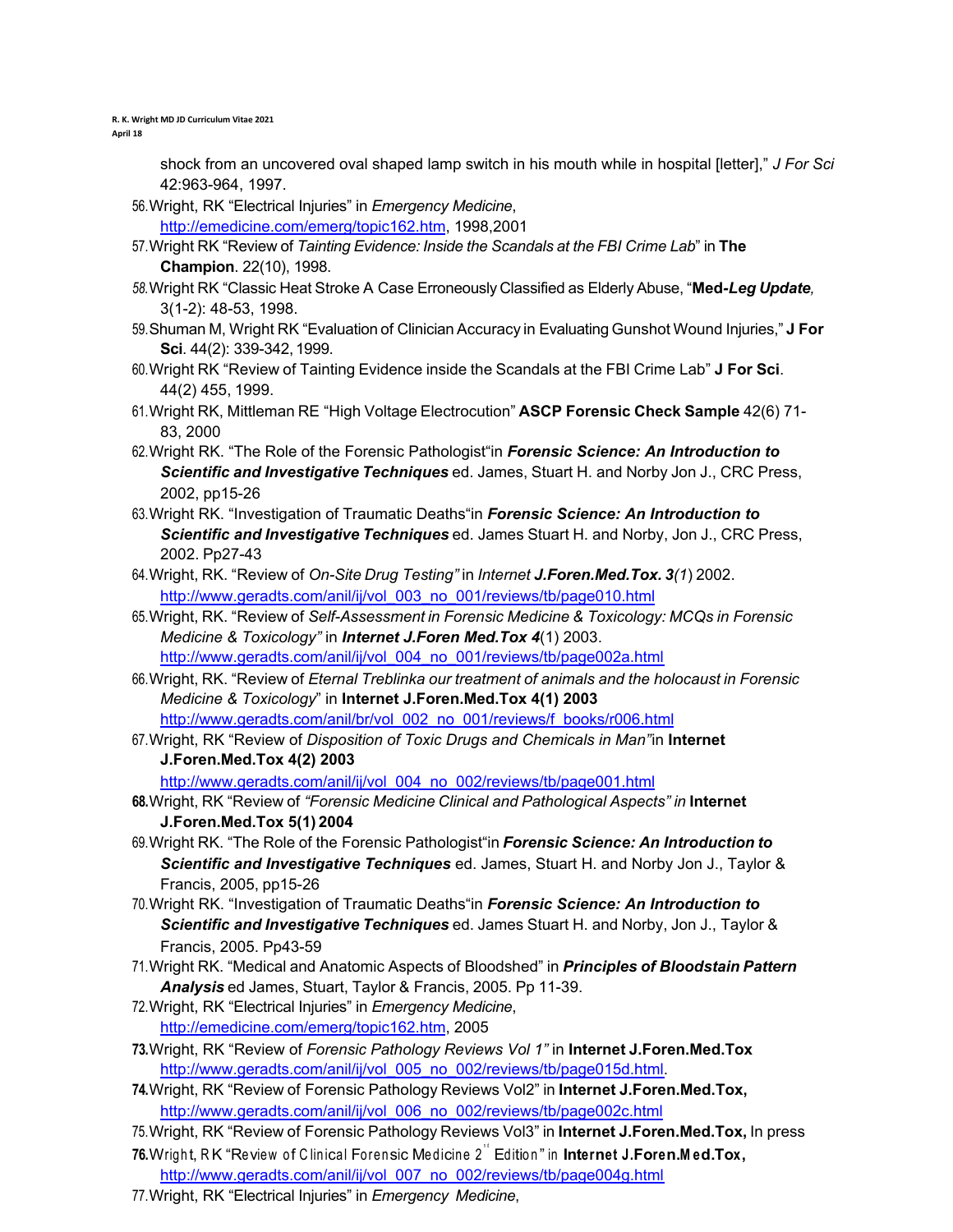shock from an uncovered oval shaped lamp switch in his mouth while in hospital [letter]," *J For Sci* 42:963-964, 1997.

56. Wright, RK "Electrical Injuries" in *Emergency Medicine*, http://emedicine.com/emerg/topic162.htm, 1998,2001
57. Wright RK "Review of *Tainting Evidence: Inside the Scandals at the FBI Crime Lab*" in **The Champion**. 22(10), 1998.
58. Wright RK "Classic Heat Stroke A Case Erroneously Classified as Elderly Abuse, "**Med-*Leg Update*,** 3(1-2): 48-53, 1998.
59. Shuman M, Wright RK "Evaluation of Clinician Accuracy in Evaluating Gunshot Wound Injuries," **J For Sci**. 44(2): 339-342, 1999.
60. Wright RK "Review of Tainting Evidence inside the Scandals at the FBI Crime Lab" **J For Sci**. 44(2) 455, 1999.
61. Wright RK, Mittleman RE "High Voltage Electrocution" **ASCP Forensic Check Sample** 42(6) 71-83, 2000
62. Wright RK. "The Role of the Forensic Pathologist"in ***Forensic Science: An Introduction to Scientific and Investigative Techniques*** ed. James, Stuart H. and Norby Jon J., CRC Press, 2002, pp15-26
63. Wright RK. "Investigation of Traumatic Deaths"in ***Forensic Science: An Introduction to Scientific and Investigative Techniques*** ed. James Stuart H. and Norby, Jon J., CRC Press, 2002. Pp27-43
64. Wright, RK. "Review of *On-Site Drug Testing"* in *Internet* ***J.Foren.Med.Tox. 3****(1*) 2002. http://www.geradts.com/anil/ij/vol_003_no_001/reviews/tb/page010.html
65. Wright, RK. "Review of *Self-Assessment in Forensic Medicine & Toxicology: MCQs in Forensic Medicine & Toxicology"* in ***Internet J.Foren Med.Tox 4***(1) 2003. http://www.geradts.com/anil/ij/vol_004_no_001/reviews/tb/page002a.html
66. Wright, RK. "Review of *Eternal Treblinka our treatment of animals and the holocaust in Forensic Medicine & Toxicology*" in **Internet J.Foren.Med.Tox 4(1) 2003** http://www.geradts.com/anil/br/vol_002_no_001/reviews/f_books/r006.html
67. Wright, RK "Review of *Disposition of Toxic Drugs and Chemicals in Man"*in **Internet J.Foren.Med.Tox 4(2) 2003** http://www.geradts.com/anil/ij/vol_004_no_002/reviews/tb/page001.html
68. Wright, RK "Review of *"Forensic Medicine Clinical and Pathological Aspects" in* **Internet J.Foren.Med.Tox 5(1) 2004**
69. Wright RK. "The Role of the Forensic Pathologist"in ***Forensic Science: An Introduction to Scientific and Investigative Techniques*** ed. James, Stuart H. and Norby Jon J., Taylor & Francis, 2005, pp15-26
70. Wright RK. "Investigation of Traumatic Deaths"in ***Forensic Science: An Introduction to Scientific and Investigative Techniques*** ed. James Stuart H. and Norby, Jon J., Taylor & Francis, 2005. Pp43-59
71. Wright RK. "Medical and Anatomic Aspects of Bloodshed" in ***Principles of Bloodstain Pattern Analysis*** ed James, Stuart, Taylor & Francis, 2005. Pp 11-39.
72. Wright, RK "Electrical Injuries" in *Emergency Medicine*, http://emedicine.com/emerg/topic162.htm, 2005
73. Wright, RK "Review of *Forensic Pathology Reviews Vol 1"* in **Internet J.Foren.Med.Tox** http://www.geradts.com/anil/ij/vol_005_no_002/reviews/tb/page015d.html.
74. Wright, RK "Review of Forensic Pathology Reviews Vol2" in **Internet J.Foren.Med.Tox,** http://www.geradts.com/anil/ij/vol_006_no_002/reviews/tb/page002c.html
75. Wright, RK "Review of Forensic Pathology Reviews Vol3" in **Internet J.Foren.Med.Tox,** In press
76. Wright, RK "Review of Clinical Forensic Medicine 2[nd] Edition" in **Internet J.Foren.Med.Tox,** http://www.geradts.com/anil/ij/vol_007_no_002/reviews/tb/page004g.html
77. Wright, RK "Electrical Injuries" in *Emergency Medicine*,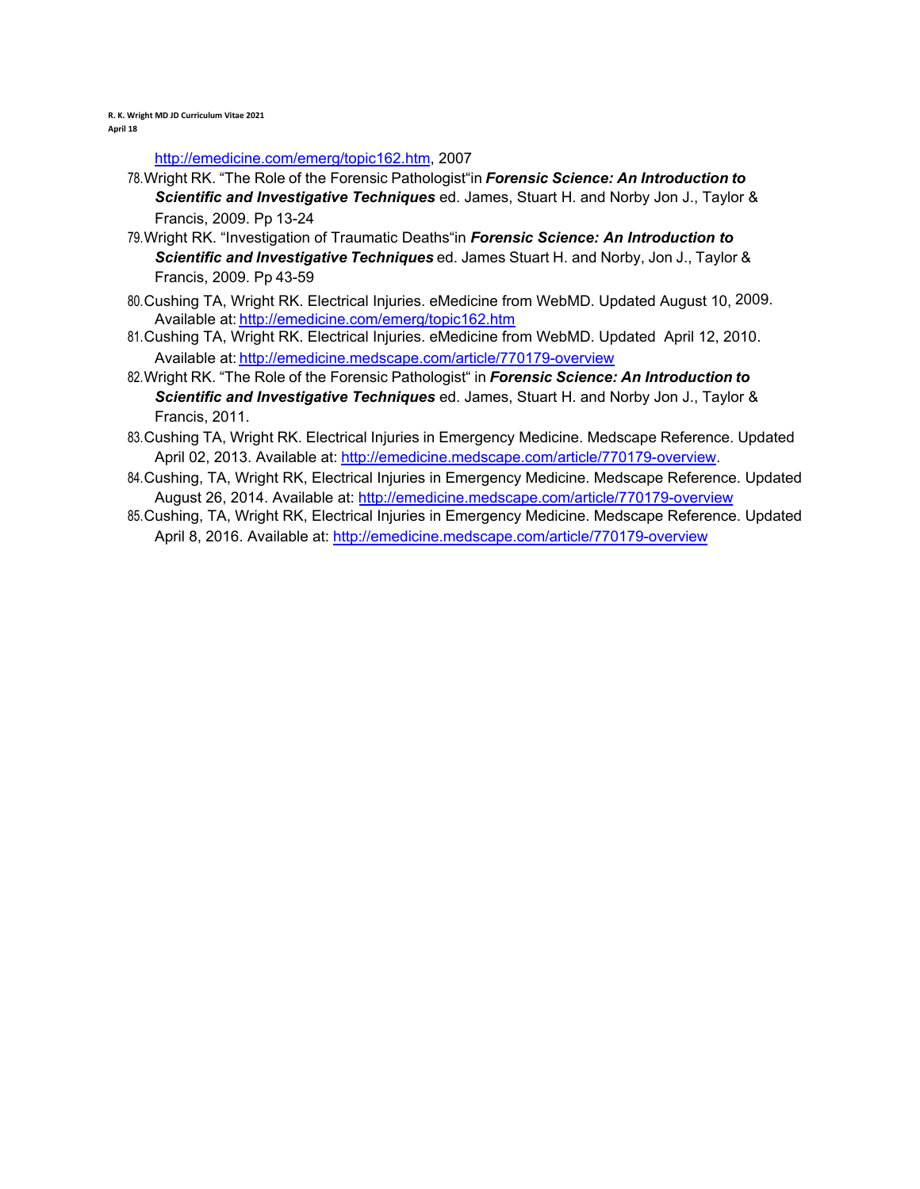http://emedicine.com/emerg/topic162.htm, 2007

78. Wright RK. "The Role of the Forensic Pathologist"in ***Forensic Science: An Introduction to Scientific and Investigative Techniques*** ed. James, Stuart H. and Norby Jon J., Taylor & Francis, 2009. Pp 13-24
79. Wright RK. "Investigation of Traumatic Deaths"in ***Forensic Science: An Introduction to Scientific and Investigative Techniques*** ed. James Stuart H. and Norby, Jon J., Taylor & Francis, 2009. Pp 43-59
80. Cushing TA, Wright RK. Electrical Injuries. eMedicine from WebMD. Updated August 10, 2009. Available at: http://emedicine.com/emerg/topic162.htm
81. Cushing TA, Wright RK. Electrical Injuries. eMedicine from WebMD. Updated April 12, 2010. Available at: http://emedicine.medscape.com/article/770179-overview
82. Wright RK. "The Role of the Forensic Pathologist" in ***Forensic Science: An Introduction to Scientific and Investigative Techniques*** ed. James, Stuart H. and Norby Jon J., Taylor & Francis, 2011.
83. Cushing TA, Wright RK. Electrical Injuries in Emergency Medicine. Medscape Reference. Updated April 02, 2013. Available at: http://emedicine.medscape.com/article/770179-overview.
84. Cushing, TA, Wright RK, Electrical Injuries in Emergency Medicine. Medscape Reference. Updated August 26, 2014. Available at: http://emedicine.medscape.com/article/770179-overview
85. Cushing, TA, Wright RK, Electrical Injuries in Emergency Medicine. Medscape Reference. Updated April 8, 2016. Available at: http://emedicine.medscape.com/article/770179-overview